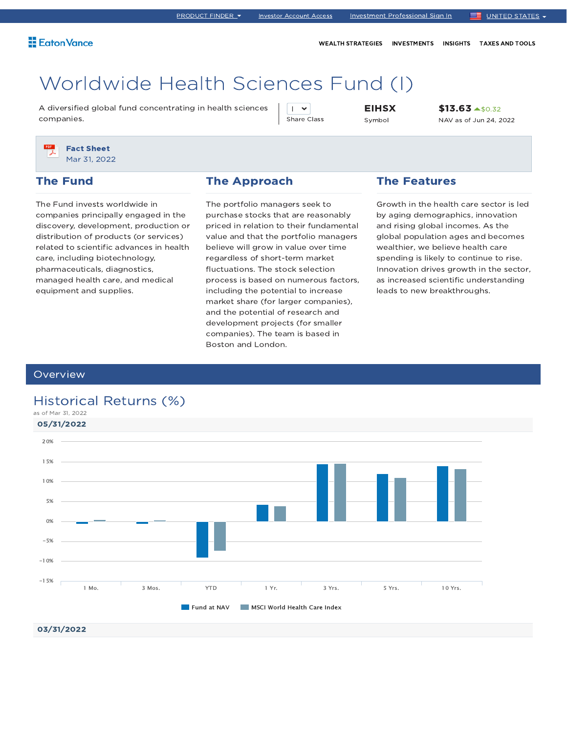PRODUCT FINDER | Investor Account Access | Investment Professional Sign In | UNITED STATES

Eaton Vance

WEALTH STRATEGIES | INVESTMENTS | INSIGHTS | TAXES AND TOOLS

# Worldwide Health Sciences Fund (I)

A diversified global fund concentrating in health sciences companies.

| Share Class | Symbol | NAV as of Jun 24, 2022 |
|---|---|---|
| I | EIHSX | $13.63 ▲$0.32 |

**Fact Sheet**
Mar 31, 2022

## The Fund

The Fund invests worldwide in companies principally engaged in the discovery, development, production or distribution of products (or services) related to scientific advances in health care, including biotechnology, pharmaceuticals, diagnostics, managed health care, and medical equipment and supplies.

## The Approach

The portfolio managers seek to purchase stocks that are reasonably priced in relation to their fundamental value and that portfolio managers believe will grow in value over time regardless of short-term market fluctuations. The stock selection process is based on numerous factors, including the potential to increase market share (for larger companies), and the potential of research and development projects (for smaller companies). The team is based in Boston and London.

## The Features

Growth in the health care sector is led by aging demographics, innovation and rising global incomes. As the global population ages and becomes wealthier, we believe health care spending is likely to continue to rise. Innovation drives growth in the sector, as increased scientific understanding leads to new breakthroughs.

## Overview

### Historical Returns (%)

as of Mar 31, 2022

**05/31/2022**

Chart: Fund at NAV vs. MSCI World Health Care Index — periods 1 Mo., 3 Mos., YTD, 1 Yr., 3 Yrs., 5 Yrs., 10 Yrs.; y-axis from −15% to 20%.

**03/31/2022**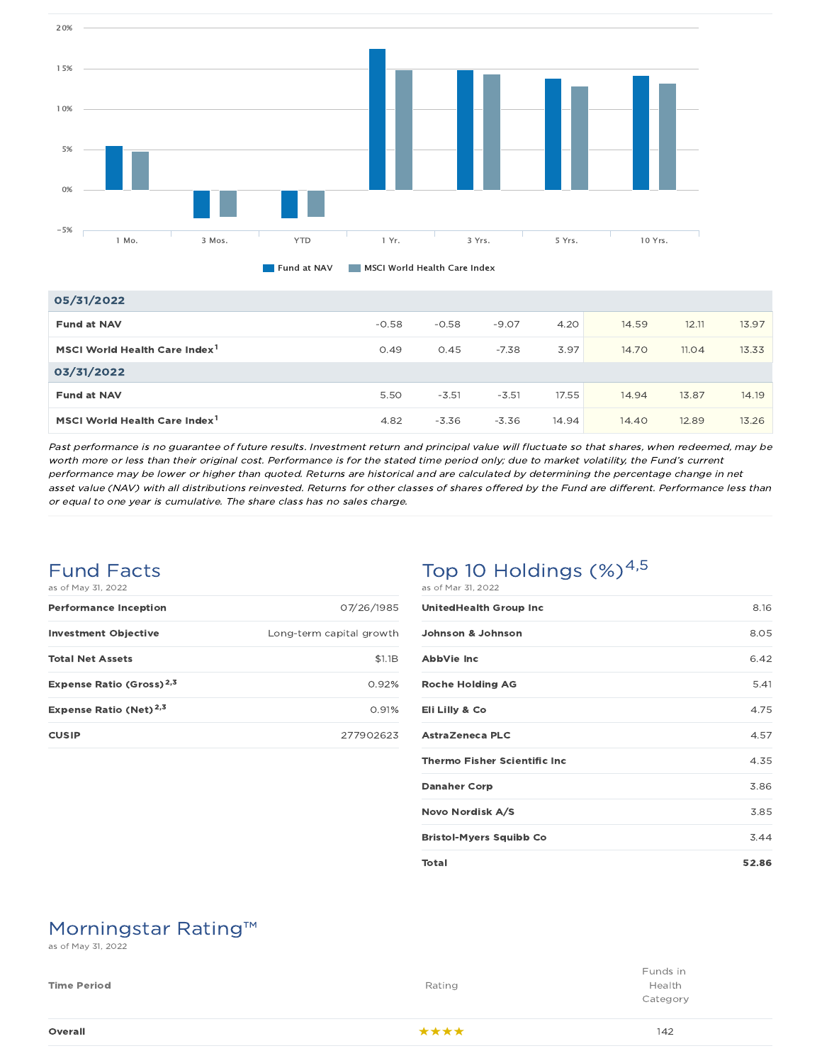| | 1 Mo. | 3 Mos. | YTD | 1 Yr. | 3 Yrs. | 5 Yrs. | 10 Yrs. |
|---|---|---|---|---|---|---|---|
| **05/31/2022** | | | | | | | |
| **Fund at NAV** | -0.58 | -0.58 | -9.07 | 4.20 | 14.59 | 12.11 | 13.97 |
| **MSCI World Health Care Index**[1] | 0.49 | 0.45 | -7.38 | 3.97 | 14.70 | 11.04 | 13.33 |
| **03/31/2022** | | | | | | | |
| **Fund at NAV** | 5.50 | -3.51 | -3.51 | 17.55 | 14.94 | 13.87 | 14.19 |
| **MSCI World Health Care Index**[1] | 4.82 | -3.36 | -3.36 | 14.94 | 14.40 | 12.89 | 13.26 |

*Past performance is no guarantee of future results. Investment return and principal value will fluctuate so that shares, when redeemed, may be worth more or less than their original cost. Performance is for the stated time period only; due to market volatility, the Fund's current performance may be lower or higher than quoted. Returns are historical and are calculated by determining the percentage change in net asset value (NAV) with all distributions reinvested. Returns for other classes of shares offered by the Fund are different. Performance less than or equal to one year is cumulative. The share class has no sales charge.*

## Fund Facts

as of May 31, 2022

| | |
|---|---|
| **Performance Inception** | 07/26/1985 |
| **Investment Objective** | Long-term capital growth |
| **Total Net Assets** | $1.1B |
| **Expense Ratio (Gross)**[2,3] | 0.92% |
| **Expense Ratio (Net)**[2,3] | 0.91% |
| **CUSIP** | 277902623 |

## Top 10 Holdings (%)[4,5]

as of Mar 31, 2022

| | |
|---|---|
| **UnitedHealth Group Inc** | 8.16 |
| **Johnson & Johnson** | 8.05 |
| **AbbVie Inc** | 6.42 |
| **Roche Holding AG** | 5.41 |
| **Eli Lilly & Co** | 4.75 |
| **AstraZeneca PLC** | 4.57 |
| **Thermo Fisher Scientific Inc** | 4.35 |
| **Danaher Corp** | 3.86 |
| **Novo Nordisk A/S** | 3.85 |
| **Bristol-Myers Squibb Co** | 3.44 |
| **Total** | **52.86** |

## Morningstar Rating™

as of May 31, 2022

| Time Period | Rating | Funds in Health Category |
|---|---|---|
| **Overall** | ★★★★ | 142 |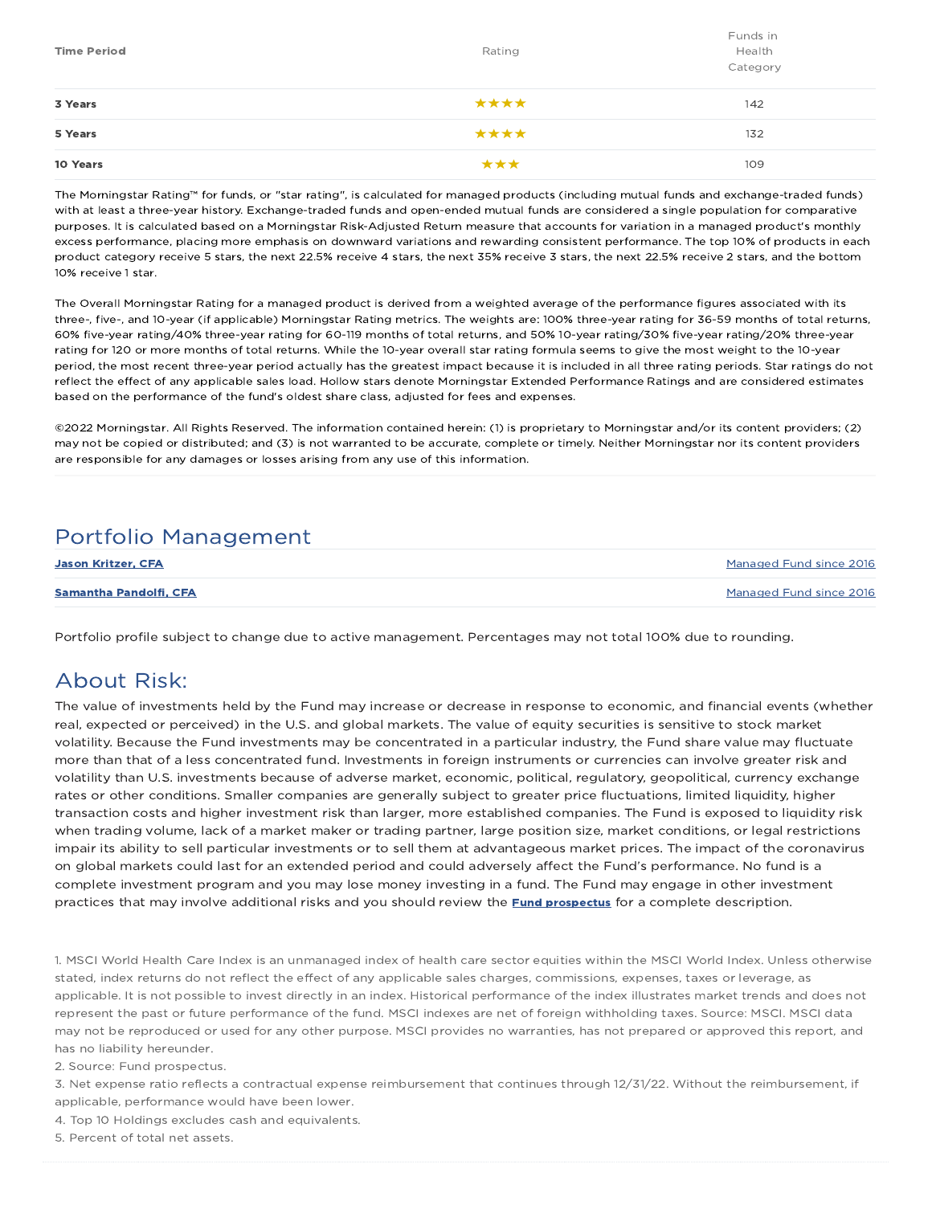| Time Period | Rating | Funds in Health Category |
|---|---|---|
| **3 Years** | ★★★★ | 142 |
| **5 Years** | ★★★★ | 132 |
| **10 Years** | ★★★ | 109 |

The Morningstar Rating™ for funds, or "star rating", is calculated for managed products (including mutual funds and exchange-traded funds) with at least a three-year history. Exchange-traded funds and open-ended mutual funds are considered a single population for comparative purposes. It is calculated based on a Morningstar Risk-Adjusted Return measure that accounts for variation in a managed product's monthly excess performance, placing more emphasis on downward variations and rewarding consistent performance. The top 10% of products in each product category receive 5 stars, the next 22.5% receive 4 stars, the next 35% receive 3 stars, the next 22.5% receive 2 stars, and the bottom 10% receive 1 star.

The Overall Morningstar Rating for a managed product is derived from a weighted average of the performance figures associated with its three-, five-, and 10-year (if applicable) Morningstar Rating metrics. The weights are: 100% three-year rating for 36-59 months of total returns, 60% five-year rating/40% three-year rating for 60-119 months of total returns, and 50% 10-year rating/30% five-year rating/20% three-year rating for 120 or more months of total returns. While the 10-year overall star rating formula seems to give the most weight to the 10-year period, the most recent three-year period actually has the greatest impact because it is included in all three rating periods. Star ratings do not reflect the effect of any applicable sales load. Hollow stars denote Morningstar Extended Performance Ratings and are considered estimates based on the performance of the fund's oldest share class, adjusted for fees and expenses.

©2022 Morningstar. All Rights Reserved. The information contained herein: (1) is proprietary to Morningstar and/or its content providers; (2) may not be copied or distributed; and (3) is not warranted to be accurate, complete or timely. Neither Morningstar nor its content providers are responsible for any damages or losses arising from any use of this information.

## Portfolio Management

| | |
|---|---|
| **Jason Kritzer, CFA** | Managed Fund since 2016 |
| **Samantha Pandolfi, CFA** | Managed Fund since 2016 |

Portfolio profile subject to change due to active management. Percentages may not total 100% due to rounding.

## About Risk:

The value of investments held by the Fund may increase or decrease in response to economic, and financial events (whether real, expected or perceived) in the U.S. and global markets. The value of equity securities is sensitive to stock market volatility. Because the Fund investments may be concentrated in a particular industry, the Fund share value may fluctuate more than that of a less concentrated fund. Investments in foreign instruments or currencies can involve greater risk and volatility than U.S. investments because of adverse market, economic, political, regulatory, geopolitical, currency exchange rates or other conditions. Smaller companies are generally subject to greater price fluctuations, limited liquidity, higher transaction costs and higher investment risk than larger, more established companies. The Fund is exposed to liquidity risk when trading volume, lack of a market maker or trading partner, large position size, market conditions, or legal restrictions impair its ability to sell particular investments or to sell them at advantageous market prices. The impact of the coronavirus on global markets could last for an extended period and could adversely affect the Fund's performance. No fund is a complete investment program and you may lose money investing in a fund. The Fund may engage in other investment practices that may involve additional risks and you should review the **Fund prospectus** for a complete description.

1. MSCI World Health Care Index is an unmanaged index of health care sector equities within the MSCI World Index. Unless otherwise stated, index returns do not reflect the effect of any applicable sales charges, commissions, expenses, taxes or leverage, as applicable. It is not possible to invest directly in an index. Historical performance of the index illustrates market trends and does not represent the past or future performance of the fund. MSCI indexes are net of foreign withholding taxes. Source: MSCI. MSCI data may not be reproduced or used for any other purpose. MSCI provides no warranties, has not prepared or approved this report, and has no liability hereunder.
2. Source: Fund prospectus.
3. Net expense ratio reflects a contractual expense reimbursement that continues through 12/31/22. Without the reimbursement, if applicable, performance would have been lower.
4. Top 10 Holdings excludes cash and equivalents.
5. Percent of total net assets.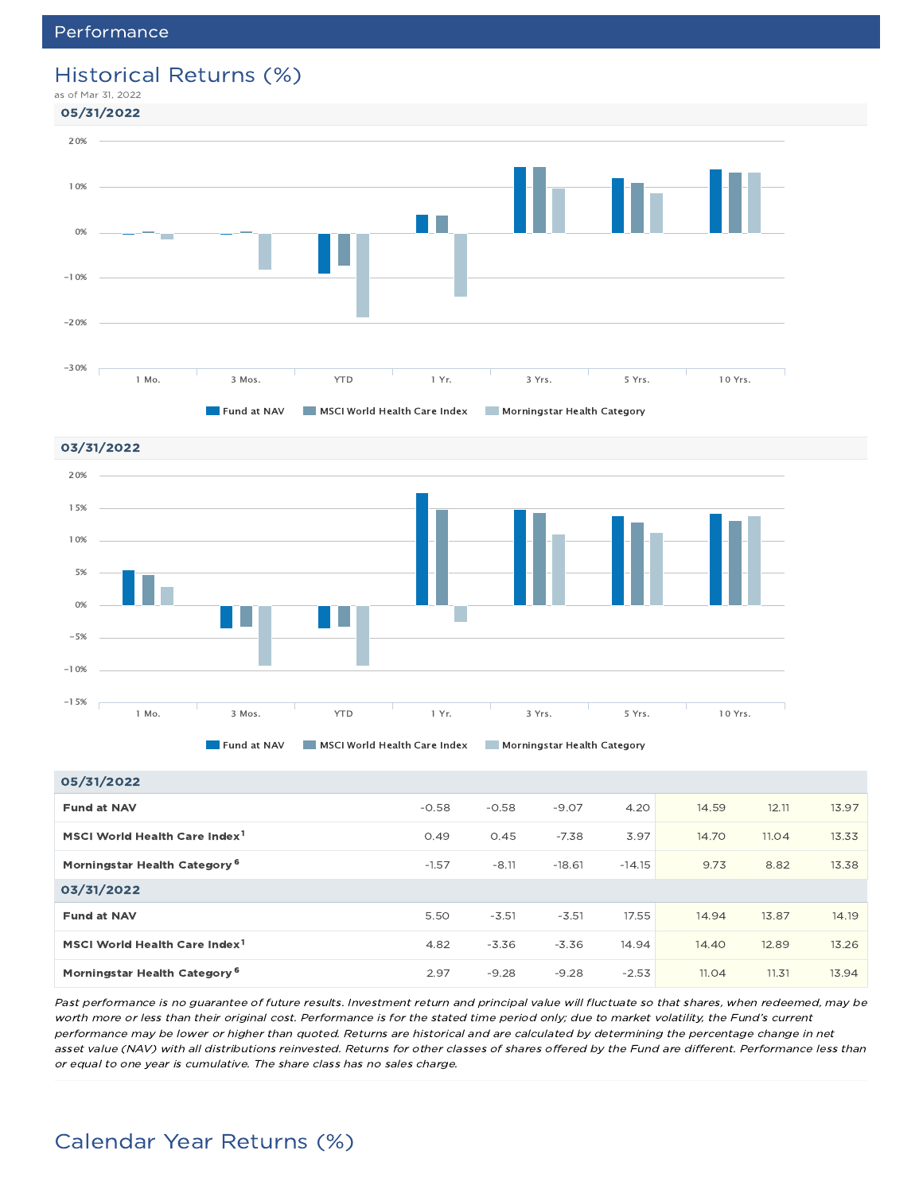## Performance

# Historical Returns (%)

as of Mar 31, 2022

| | 1 Mo. | 3 Mos. | YTD | 1 Yr. | 3 Yrs. | 5 Yrs. | 10 Yrs. |
|---|---|---|---|---|---|---|---|
| **05/31/2022** | | | | | | | |
| **Fund at NAV** | -0.58 | -0.58 | -9.07 | 4.20 | 14.59 | 12.11 | 13.97 |
| **MSCI World Health Care Index**[1] | 0.49 | 0.45 | -7.38 | 3.97 | 14.70 | 11.04 | 13.33 |
| **Morningstar Health Category**[6] | -1.57 | -8.11 | -18.61 | -14.15 | 9.73 | 8.82 | 13.38 |
| **03/31/2022** | | | | | | | |
| **Fund at NAV** | 5.50 | -3.51 | -3.51 | 17.55 | 14.94 | 13.87 | 14.19 |
| **MSCI World Health Care Index**[1] | 4.82 | -3.36 | -3.36 | 14.94 | 14.40 | 12.89 | 13.26 |
| **Morningstar Health Category**[6] | 2.97 | -9.28 | -9.28 | -2.53 | 11.04 | 11.31 | 13.94 |

*Past performance is no guarantee of future results. Investment return and principal value will fluctuate so that shares, when redeemed, may be worth more or less than their original cost. Performance is for the stated time period only; due to market volatility, the Fund's current performance may be lower or higher than quoted. Returns are historical and are calculated by determining the percentage change in net asset value (NAV) with all distributions reinvested. Returns for other classes of shares offered by the Fund are different. Performance less than or equal to one year is cumulative. The share class has no sales charge.*

# Calendar Year Returns (%)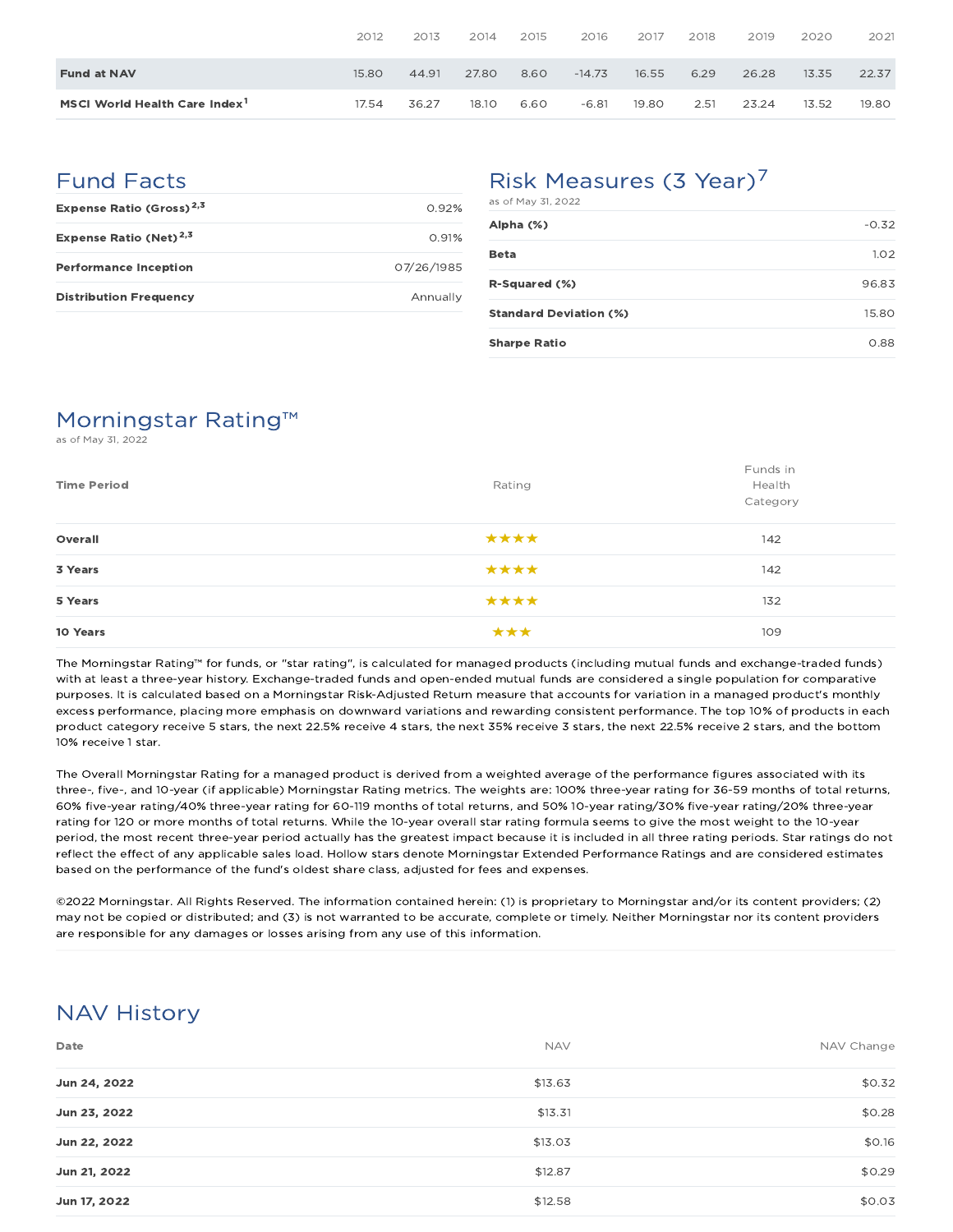| | 2012 | 2013 | 2014 | 2015 | 2016 | 2017 | 2018 | 2019 | 2020 | 2021 |
|---|---|---|---|---|---|---|---|---|---|---|
| **Fund at NAV** | 15.80 | 44.91 | 27.80 | 8.60 | -14.73 | 16.55 | 6.29 | 26.28 | 13.35 | 22.37 |
| **MSCI World Health Care Index**[1] | 17.54 | 36.27 | 18.10 | 6.60 | -6.81 | 19.80 | 2.51 | 23.24 | 13.52 | 19.80 |

## Fund Facts

| | |
|---|---|
| **Expense Ratio (Gross)**[2,3] | 0.92% |
| **Expense Ratio (Net)**[2,3] | 0.91% |
| **Performance Inception** | 07/26/1985 |
| **Distribution Frequency** | Annually |

## Risk Measures (3 Year)[7]

as of May 31, 2022

| | |
|---|---|
| **Alpha (%)** | -0.32 |
| **Beta** | 1.02 |
| **R-Squared (%)** | 96.83 |
| **Standard Deviation (%)** | 15.80 |
| **Sharpe Ratio** | 0.88 |

## Morningstar Rating™

as of May 31, 2022

| Time Period | Rating | Funds in Health Category |
|---|---|---|
| **Overall** | ★★★★ | 142 |
| **3 Years** | ★★★★ | 142 |
| **5 Years** | ★★★★ | 132 |
| **10 Years** | ★★★ | 109 |

The Morningstar Rating™ for funds, or "star rating", is calculated for managed products (including mutual funds and exchange-traded funds) with at least a three-year history. Exchange-traded funds and open-ended mutual funds are considered a single population for comparative purposes. It is calculated based on a Morningstar Risk-Adjusted Return measure that accounts for variation in a managed product's monthly excess performance, placing more emphasis on downward variations and rewarding consistent performance. The top 10% of products in each product category receive 5 stars, the next 22.5% receive 4 stars, the next 35% receive 3 stars, the next 22.5% receive 2 stars, and the bottom 10% receive 1 star.

The Overall Morningstar Rating for a managed product is derived from a weighted average of the performance figures associated with its three-, five-, and 10-year (if applicable) Morningstar Rating metrics. The weights are: 100% three-year rating for 36-59 months of total returns, 60% five-year rating/40% three-year rating for 60-119 months of total returns, and 50% 10-year rating/30% five-year rating/20% three-year rating for 120 or more months of total returns. While the 10-year overall star rating formula seems to give the most weight to the 10-year period, the most recent three-year period actually has the greatest impact because it is included in all three rating periods. Star ratings do not reflect the effect of any applicable sales load. Hollow stars denote Morningstar Extended Performance Ratings and are considered estimates based on the performance of the fund's oldest share class, adjusted for fees and expenses.

©2022 Morningstar. All Rights Reserved. The information contained herein: (1) is proprietary to Morningstar and/or its content providers; (2) may not be copied or distributed; and (3) is not warranted to be accurate, complete or timely. Neither Morningstar nor its content providers are responsible for any damages or losses arising from any use of this information.

## NAV History

| Date | NAV | NAV Change |
|---|---|---|
| **Jun 24, 2022** | $13.63 | $0.32 |
| **Jun 23, 2022** | $13.31 | $0.28 |
| **Jun 22, 2022** | $13.03 | $0.16 |
| **Jun 21, 2022** | $12.87 | $0.29 |
| **Jun 17, 2022** | $12.58 | $0.03 |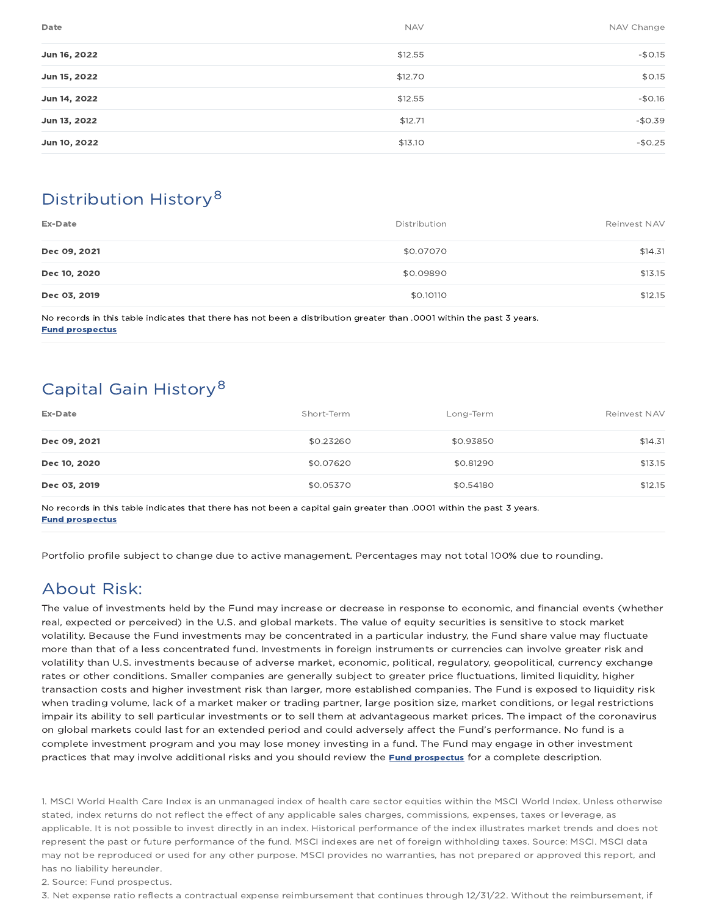| Date | NAV | NAV Change |
|---|---|---|
| **Jun 16, 2022** | $12.55 | -$0.15 |
| **Jun 15, 2022** | $12.70 | $0.15 |
| **Jun 14, 2022** | $12.55 | -$0.16 |
| **Jun 13, 2022** | $12.71 | -$0.39 |
| **Jun 10, 2022** | $13.10 | -$0.25 |

## Distribution History[8]

| Ex-Date | Distribution | Reinvest NAV |
|---|---|---|
| **Dec 09, 2021** | $0.07070 | $14.31 |
| **Dec 10, 2020** | $0.09890 | $13.15 |
| **Dec 03, 2019** | $0.10110 | $12.15 |

No records in this table indicates that there has not been a distribution greater than .0001 within the past 3 years.
**Fund prospectus**

## Capital Gain History[8]

| Ex-Date | Short-Term | Long-Term | Reinvest NAV |
|---|---|---|---|
| **Dec 09, 2021** | $0.23260 | $0.93850 | $14.31 |
| **Dec 10, 2020** | $0.07620 | $0.81290 | $13.15 |
| **Dec 03, 2019** | $0.05370 | $0.54180 | $12.15 |

No records in this table indicates that there has not been a capital gain greater than .0001 within the past 3 years.
**Fund prospectus**

Portfolio profile subject to change due to active management. Percentages may not total 100% due to rounding.

## About Risk:

The value of investments held by the Fund may increase or decrease in response to economic, and financial events (whether real, expected or perceived) in the U.S. and global markets. The value of equity securities is sensitive to stock market volatility. Because the Fund investments may be concentrated in a particular industry, the Fund share value may fluctuate more than that of a less concentrated fund. Investments in foreign instruments or currencies can involve greater risk and volatility than U.S. investments because of adverse market, economic, political, regulatory, geopolitical, currency exchange rates or other conditions. Smaller companies are generally subject to greater price fluctuations, limited liquidity, higher transaction costs and higher investment risk than larger, more established companies. The Fund is exposed to liquidity risk when trading volume, lack of a market maker or trading partner, large position size, market conditions, or legal restrictions impair its ability to sell particular investments or to sell them at advantageous market prices. The impact of the coronavirus on global markets could last for an extended period and could adversely affect the Fund's performance. No fund is a complete investment program and you may lose money investing in a fund. The Fund may engage in other investment practices that may involve additional risks and you should review the **Fund prospectus** for a complete description.

1. MSCI World Health Care Index is an unmanaged index of health care sector equities within the MSCI World Index. Unless otherwise stated, index returns do not reflect the effect of any applicable sales charges, commissions, expenses, taxes or leverage, as applicable. It is not possible to invest directly in an index. Historical performance of the index illustrates market trends and does not represent the past or future performance of the fund. MSCI indexes are net of foreign withholding taxes. Source: MSCI. MSCI data may not be reproduced or used for any other purpose. MSCI provides no warranties, has not prepared or approved this report, and has no liability hereunder.
2. Source: Fund prospectus.
3. Net expense ratio reflects a contractual expense reimbursement that continues through 12/31/22. Without the reimbursement, if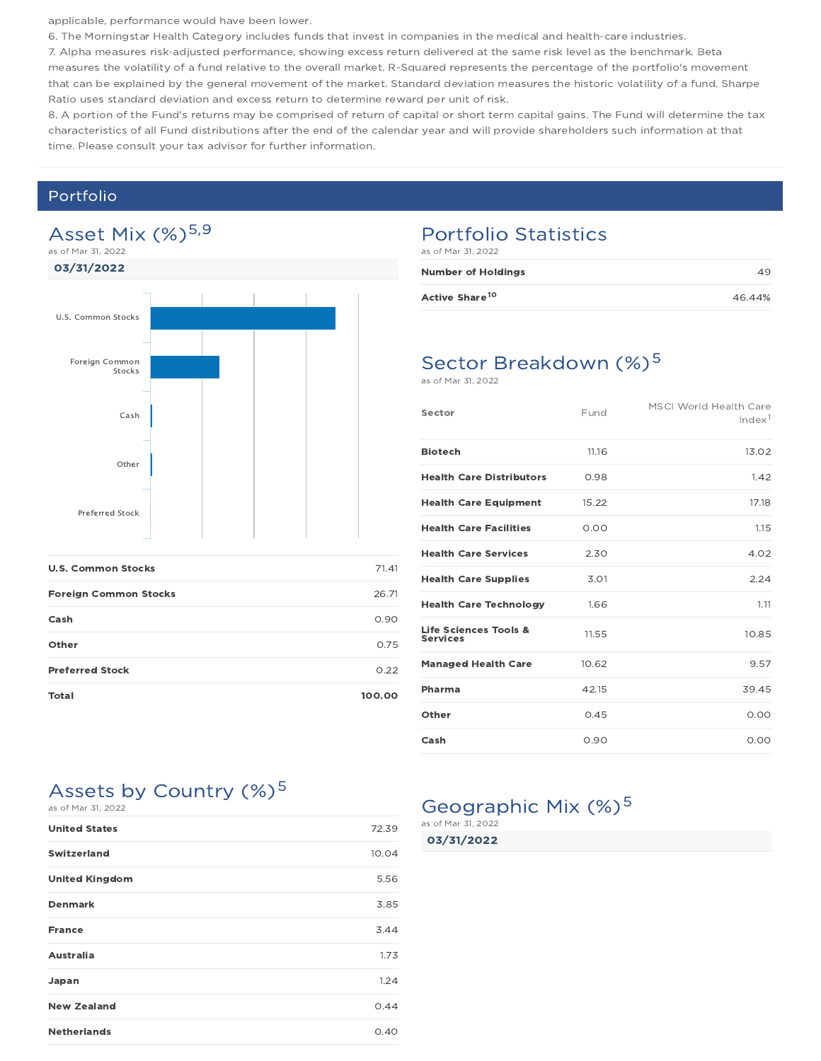applicable, performance would have been lower.

6. The Morningstar Health Category includes funds that invest in companies in the medical and health-care industries.

7. Alpha measures risk-adjusted performance, showing excess return delivered at the same risk level as the benchmark. Beta measures the volatility of a fund relative to the overall market. R-Squared represents the percentage of the portfolio's movement that can be explained by the general movement of the market. Standard deviation measures the historic volatility of a fund. Sharpe Ratio uses standard deviation and excess return to determine reward per unit of risk.

8. A portion of the Fund's returns may be comprised of return of capital or short term capital gains. The Fund will determine the tax characteristics of all Fund distributions after the end of the calendar year and will provide shareholders such information at that time. Please consult your tax advisor for further information.

## Portfolio

### Asset Mix (%)[5,9]

as of Mar 31, 2022

**03/31/2022**

| | |
|---|---|
| **U.S. Common Stocks** | 71.41 |
| **Foreign Common Stocks** | 26.71 |
| **Cash** | 0.90 |
| **Other** | 0.75 |
| **Preferred Stock** | 0.22 |
| **Total** | **100.00** |

### Portfolio Statistics

as of Mar 31, 2022

| | |
|---|---|
| **Number of Holdings** | 49 |
| **Active Share**[10] | 46.44% |

### Sector Breakdown (%)[5]

as of Mar 31, 2022

| Sector | Fund | MSCI World Health Care Index[1] |
|---|---|---|
| **Biotech** | 11.16 | 13.02 |
| **Health Care Distributors** | 0.98 | 1.42 |
| **Health Care Equipment** | 15.22 | 17.18 |
| **Health Care Facilities** | 0.00 | 1.15 |
| **Health Care Services** | 2.30 | 4.02 |
| **Health Care Supplies** | 3.01 | 2.24 |
| **Health Care Technology** | 1.66 | 1.11 |
| **Life Sciences Tools & Services** | 11.55 | 10.85 |
| **Managed Health Care** | 10.62 | 9.57 |
| **Pharma** | 42.15 | 39.45 |
| **Other** | 0.45 | 0.00 |
| **Cash** | 0.90 | 0.00 |

### Assets by Country (%)[5]

as of Mar 31, 2022

| | |
|---|---|
| **United States** | 72.39 |
| **Switzerland** | 10.04 |
| **United Kingdom** | 5.56 |
| **Denmark** | 3.85 |
| **France** | 3.44 |
| **Australia** | 1.73 |
| **Japan** | 1.24 |
| **New Zealand** | 0.44 |
| **Netherlands** | 0.40 |

### Geographic Mix (%)[5]

as of Mar 31, 2022

**03/31/2022**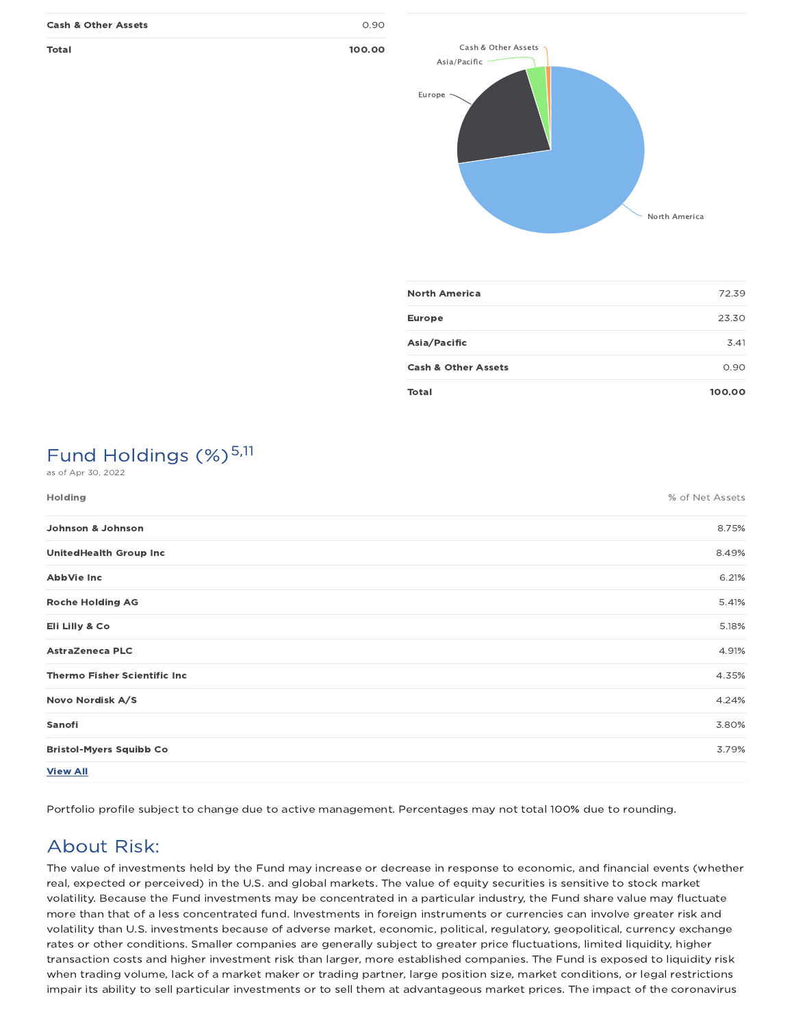| | |
|---|---|
| Cash & Other Assets | 0.90 |
| **Total** | **100.00** |

| | |
|---|---|
| North America | 72.39 |
| Europe | 23.30 |
| Asia/Pacific | 3.41 |
| Cash & Other Assets | 0.90 |
| **Total** | **100.00** |

## Fund Holdings (%)[5,11]

as of Apr 30, 2022

| Holding | % of Net Assets |
|---|---|
| Johnson & Johnson | 8.75% |
| UnitedHealth Group Inc | 8.49% |
| AbbVie Inc | 6.21% |
| Roche Holding AG | 5.41% |
| Eli Lilly & Co | 5.18% |
| AstraZeneca PLC | 4.91% |
| Thermo Fisher Scientific Inc | 4.35% |
| Novo Nordisk A/S | 4.24% |
| Sanofi | 3.80% |
| Bristol-Myers Squibb Co | 3.79% |

View All

Portfolio profile subject to change due to active management. Percentages may not total 100% due to rounding.

## About Risk:

The value of investments held by the Fund may increase or decrease in response to economic, and financial events (whether real, expected or perceived) in the U.S. and global markets. The value of equity securities is sensitive to stock market volatility. Because the Fund investments may be concentrated in a particular industry, the Fund share value may fluctuate more than that of a less concentrated fund. Investments in foreign instruments or currencies can involve greater risk and volatility than U.S. investments because of adverse market, economic, political, regulatory, geopolitical, currency exchange rates or other conditions. Smaller companies are generally subject to greater price fluctuations, limited liquidity, higher transaction costs and higher investment risk than larger, more established companies. The Fund is exposed to liquidity risk when trading volume, lack of a market maker or trading partner, large position size, market conditions, or legal restrictions impair its ability to sell particular investments or to sell them at advantageous market prices. The impact of the coronavirus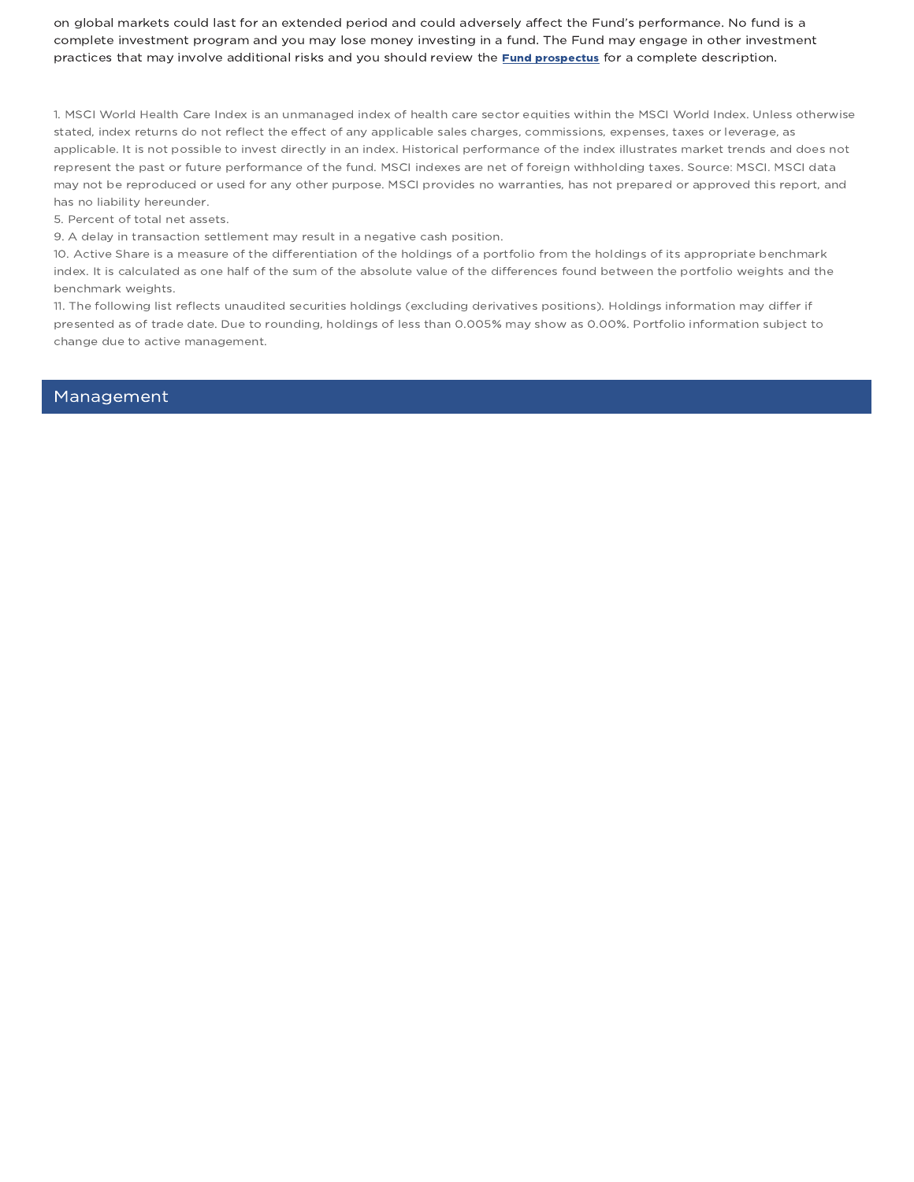on global markets could last for an extended period and could adversely affect the Fund's performance. No fund is a complete investment program and you may lose money investing in a fund. The Fund may engage in other investment practices that may involve additional risks and you should review the **Fund prospectus** for a complete description.

1. MSCI World Health Care Index is an unmanaged index of health care sector equities within the MSCI World Index. Unless otherwise stated, index returns do not reflect the effect of any applicable sales charges, commissions, expenses, taxes or leverage, as applicable. It is not possible to invest directly in an index. Historical performance of the index illustrates market trends and does not represent the past or future performance of the fund. MSCI indexes are net of foreign withholding taxes. Source: MSCI. MSCI data may not be reproduced or used for any other purpose. MSCI provides no warranties, has not prepared or approved this report, and has no liability hereunder.
5. Percent of total net assets.
9. A delay in transaction settlement may result in a negative cash position.
10. Active Share is a measure of the differentiation of the holdings of a portfolio from the holdings of its appropriate benchmark index. It is calculated as one half of the sum of the absolute value of the differences found between the portfolio weights and the benchmark weights.
11. The following list reflects unaudited securities holdings (excluding derivatives positions). Holdings information may differ if presented as of trade date. Due to rounding, holdings of less than 0.005% may show as 0.00%. Portfolio information subject to change due to active management.

## Management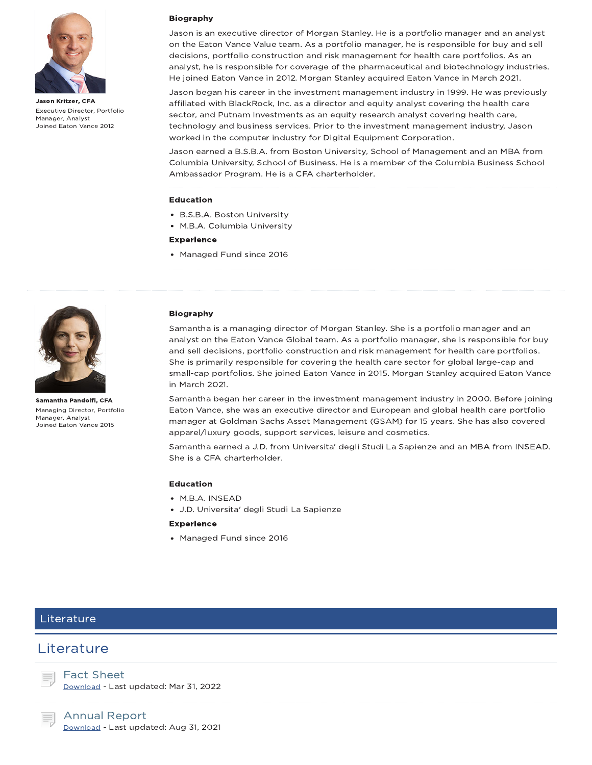**Jason Kritzer, CFA**
Executive Director, Portfolio Manager, Analyst
Joined Eaton Vance 2012

### Biography

Jason is an executive director of Morgan Stanley. He is a portfolio manager and an analyst on the Eaton Vance Value team. As a portfolio manager, he is responsible for buy and sell decisions, portfolio construction and risk management for health care portfolios. As an analyst, he is responsible for coverage of the pharmaceutical and biotechnology industries. He joined Eaton Vance in 2012. Morgan Stanley acquired Eaton Vance in March 2021.

Jason began his career in the investment management industry in 1999. He was previously affiliated with BlackRock, Inc. as a director and equity analyst covering the health care sector, and Putnam Investments as an equity research analyst covering health care, technology and business services. Prior to the investment management industry, Jason worked in the computer industry for Digital Equipment Corporation.

Jason earned a B.S.B.A. from Boston University, School of Management and an MBA from Columbia University, School of Business. He is a member of the Columbia Business School Ambassador Program. He is a CFA charterholder.

### Education

- B.S.B.A. Boston University
- M.B.A. Columbia University

### Experience

- Managed Fund since 2016

---

**Samantha Pandolfi, CFA**
Managing Director, Portfolio Manager, Analyst
Joined Eaton Vance 2015

### Biography

Samantha is a managing director of Morgan Stanley. She is a portfolio manager and an analyst on the Eaton Vance Global team. As a portfolio manager, she is responsible for buy and sell decisions, portfolio construction and risk management for health care portfolios. She is primarily responsible for covering the health care sector for global large-cap and small-cap portfolios. She joined Eaton Vance in 2015. Morgan Stanley acquired Eaton Vance in March 2021.

Samantha began her career in the investment management industry in 2000. Before joining Eaton Vance, she was an executive director and European and global health care portfolio manager at Goldman Sachs Asset Management (GSAM) for 15 years. She has also covered apparel/luxury goods, support services, leisure and cosmetics.

Samantha earned a J.D. from Universita' degli Studi La Sapienze and an MBA from INSEAD. She is a CFA charterholder.

### Education

- M.B.A. INSEAD
- J.D. Universita' degli Studi La Sapienze

### Experience

- Managed Fund since 2016

---

## Literature

## Literature

### Fact Sheet

Download - Last updated: Mar 31, 2022

### Annual Report

Download - Last updated: Aug 31, 2021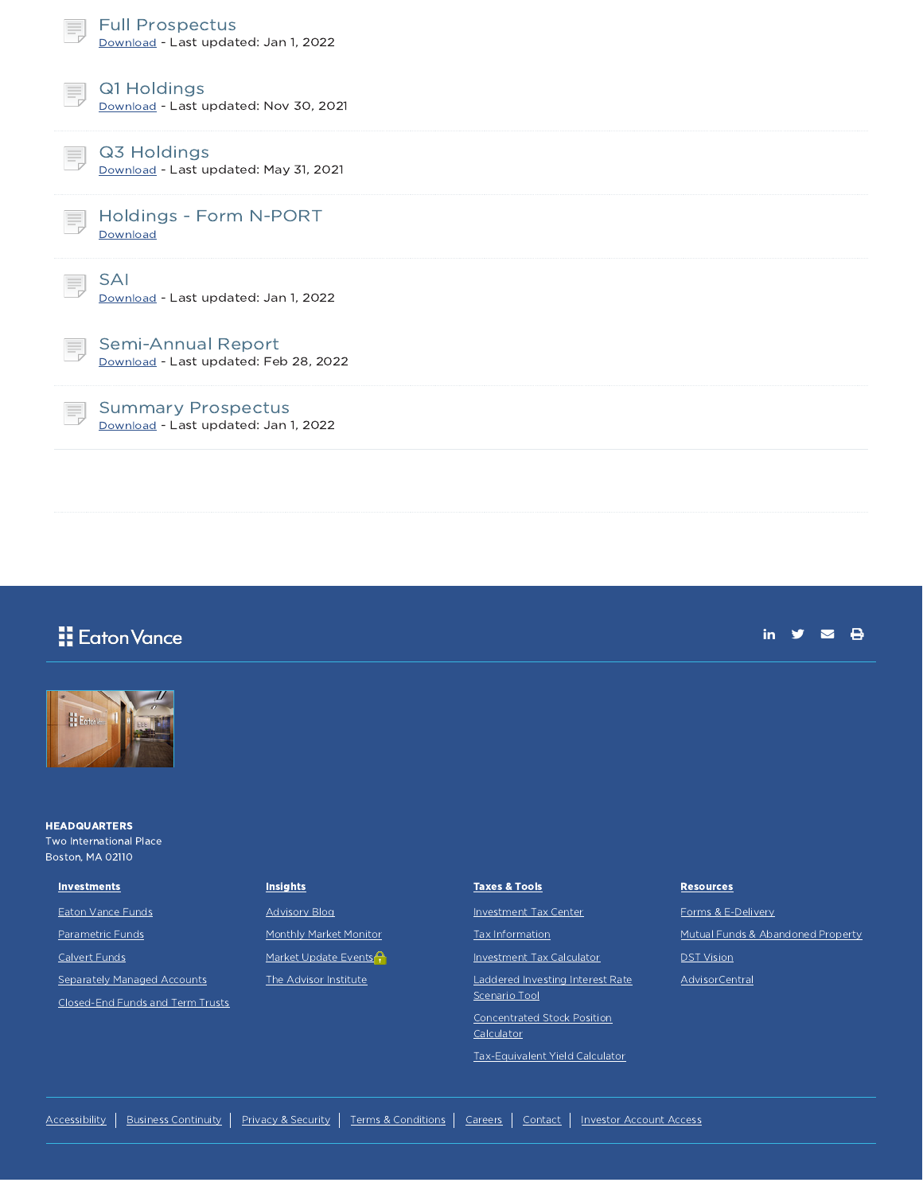### Full Prospectus
Download - Last updated: Jan 1, 2022

### Q1 Holdings
Download - Last updated: Nov 30, 2021

### Q3 Holdings
Download - Last updated: May 31, 2021

### Holdings - Form N-PORT
Download

### SAI
Download - Last updated: Jan 1, 2022

### Semi-Annual Report
Download - Last updated: Feb 28, 2022

### Summary Prospectus
Download - Last updated: Jan 1, 2022

Eaton Vance

**HEADQUARTERS**
Two International Place
Boston, MA 02110

**Investments**

- Eaton Vance Funds
- Parametric Funds
- Calvert Funds
- Separately Managed Accounts
- Closed-End Funds and Term Trusts

**Insights**

- Advisory Blog
- Monthly Market Monitor
- Market Update Events
- The Advisor Institute

**Taxes & Tools**

- Investment Tax Center
- Tax Information
- Investment Tax Calculator
- Laddered Investing Interest Rate Scenario Tool
- Concentrated Stock Position Calculator
- Tax-Equivalent Yield Calculator

**Resources**

- Forms & E-Delivery
- Mutual Funds & Abandoned Property
- DST Vision
- AdvisorCentral

Accessibility | Business Continuity | Privacy & Security | Terms & Conditions | Careers | Contact | Investor Account Access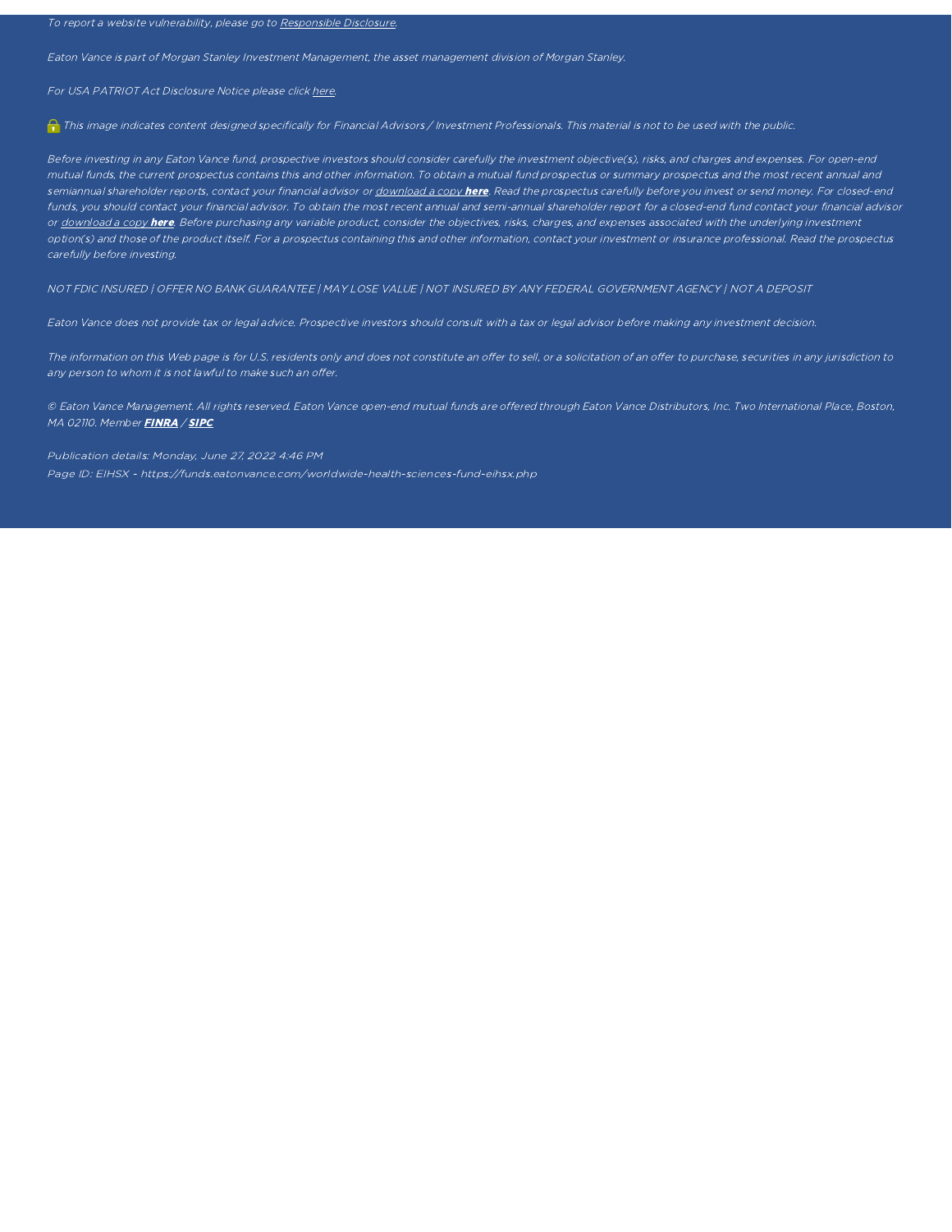*To report a website vulnerability, please go to Responsible Disclosure.*

*Eaton Vance is part of Morgan Stanley Investment Management, the asset management division of Morgan Stanley.*

*For USA PATRIOT Act Disclosure Notice please click here.*

*This image indicates content designed specifically for Financial Advisors / Investment Professionals. This material is not to be used with the public.*

*Before investing in any Eaton Vance fund, prospective investors should consider carefully the investment objective(s), risks, and charges and expenses. For open-end mutual funds, the current prospectus contains this and other information. To obtain a mutual fund prospectus or summary prospectus and the most recent annual and semiannual shareholder reports, contact your financial advisor or download a copy **here**. Read the prospectus carefully before you invest or send money. For closed-end funds, you should contact your financial advisor. To obtain the most recent annual and semi-annual shareholder report for a closed-end fund contact your financial advisor or download a copy **here**. Before purchasing any variable product, consider the objectives, risks, charges, and expenses associated with the underlying investment option(s) and those of the product itself. For a prospectus containing this and other information, contact your investment or insurance professional. Read the prospectus carefully before investing.*

*NOT FDIC INSURED | OFFER NO BANK GUARANTEE | MAY LOSE VALUE | NOT INSURED BY ANY FEDERAL GOVERNMENT AGENCY | NOT A DEPOSIT*

*Eaton Vance does not provide tax or legal advice. Prospective investors should consult with a tax or legal advisor before making any investment decision.*

*The information on this Web page is for U.S. residents only and does not constitute an offer to sell, or a solicitation of an offer to purchase, securities in any jurisdiction to any person to whom it is not lawful to make such an offer.*

*© Eaton Vance Management. All rights reserved. Eaton Vance open-end mutual funds are offered through Eaton Vance Distributors, Inc. Two International Place, Boston, MA 02110. Member **FINRA** / **SIPC***

*Publication details: Monday, June 27, 2022 4:46 PM*
*Page ID: EIHSX - https://funds.eatonvance.com/worldwide-health-sciences-fund-eihsx.php*